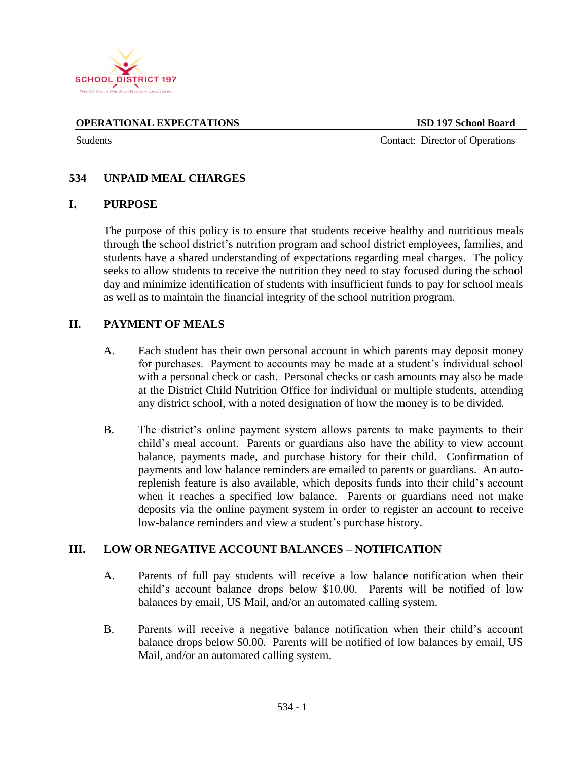SCHOOL DISTRICT 197

West St. Paul • Mendota Heights • Eagan Area

**OPERATIONAL EXPECTATIONS** **ISD 197 School Board**

Students Contact: Director of Operations

# 534 UNPAID MEAL CHARGES

## I. PURPOSE

The purpose of this policy is to ensure that students receive healthy and nutritious meals through the school district's nutrition program and school district employees, families, and students have a shared understanding of expectations regarding meal charges. The policy seeks to allow students to receive the nutrition they need to stay focused during the school day and minimize identification of students with insufficient funds to pay for school meals as well as to maintain the financial integrity of the school nutrition program.

## II. PAYMENT OF MEALS

A. Each student has their own personal account in which parents may deposit money for purchases. Payment to accounts may be made at a student's individual school with a personal check or cash. Personal checks or cash amounts may also be made at the District Child Nutrition Office for individual or multiple students, attending any district school, with a noted designation of how the money is to be divided.

B. The district's online payment system allows parents to make payments to their child's meal account. Parents or guardians also have the ability to view account balance, payments made, and purchase history for their child. Confirmation of payments and low balance reminders are emailed to parents or guardians. An auto-replenish feature is also available, which deposits funds into their child's account when it reaches a specified low balance. Parents or guardians need not make deposits via the online payment system in order to register an account to receive low-balance reminders and view a student's purchase history.

## III. LOW OR NEGATIVE ACCOUNT BALANCES – NOTIFICATION

A. Parents of full pay students will receive a low balance notification when their child's account balance drops below $10.00. Parents will be notified of low balances by email, US Mail, and/or an automated calling system.

B. Parents will receive a negative balance notification when their child's account balance drops below $0.00. Parents will be notified of low balances by email, US Mail, and/or an automated calling system.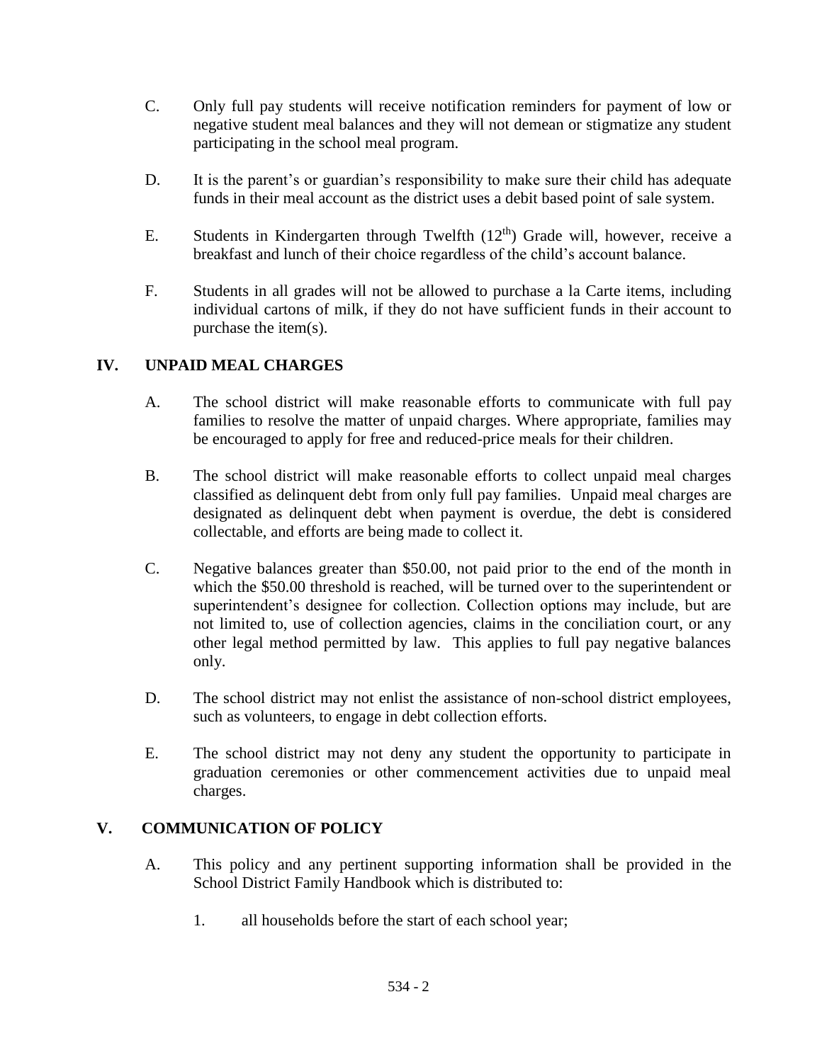C. Only full pay students will receive notification reminders for payment of low or negative student meal balances and they will not demean or stigmatize any student participating in the school meal program.

D. It is the parent's or guardian's responsibility to make sure their child has adequate funds in their meal account as the district uses a debit based point of sale system.

E. Students in Kindergarten through Twelfth ($12^{th}$) Grade will, however, receive a breakfast and lunch of their choice regardless of the child's account balance.

F. Students in all grades will not be allowed to purchase a la Carte items, including individual cartons of milk, if they do not have sufficient funds in their account to purchase the item(s).

## IV. UNPAID MEAL CHARGES

A. The school district will make reasonable efforts to communicate with full pay families to resolve the matter of unpaid charges. Where appropriate, families may be encouraged to apply for free and reduced-price meals for their children.

B. The school district will make reasonable efforts to collect unpaid meal charges classified as delinquent debt from only full pay families. Unpaid meal charges are designated as delinquent debt when payment is overdue, the debt is considered collectable, and efforts are being made to collect it.

C. Negative balances greater than $50.00, not paid prior to the end of the month in which the $50.00 threshold is reached, will be turned over to the superintendent or superintendent's designee for collection. Collection options may include, but are not limited to, use of collection agencies, claims in the conciliation court, or any other legal method permitted by law. This applies to full pay negative balances only.

D. The school district may not enlist the assistance of non-school district employees, such as volunteers, to engage in debt collection efforts.

E. The school district may not deny any student the opportunity to participate in graduation ceremonies or other commencement activities due to unpaid meal charges.

## V. COMMUNICATION OF POLICY

A. This policy and any pertinent supporting information shall be provided in the School District Family Handbook which is distributed to:

1. all households before the start of each school year;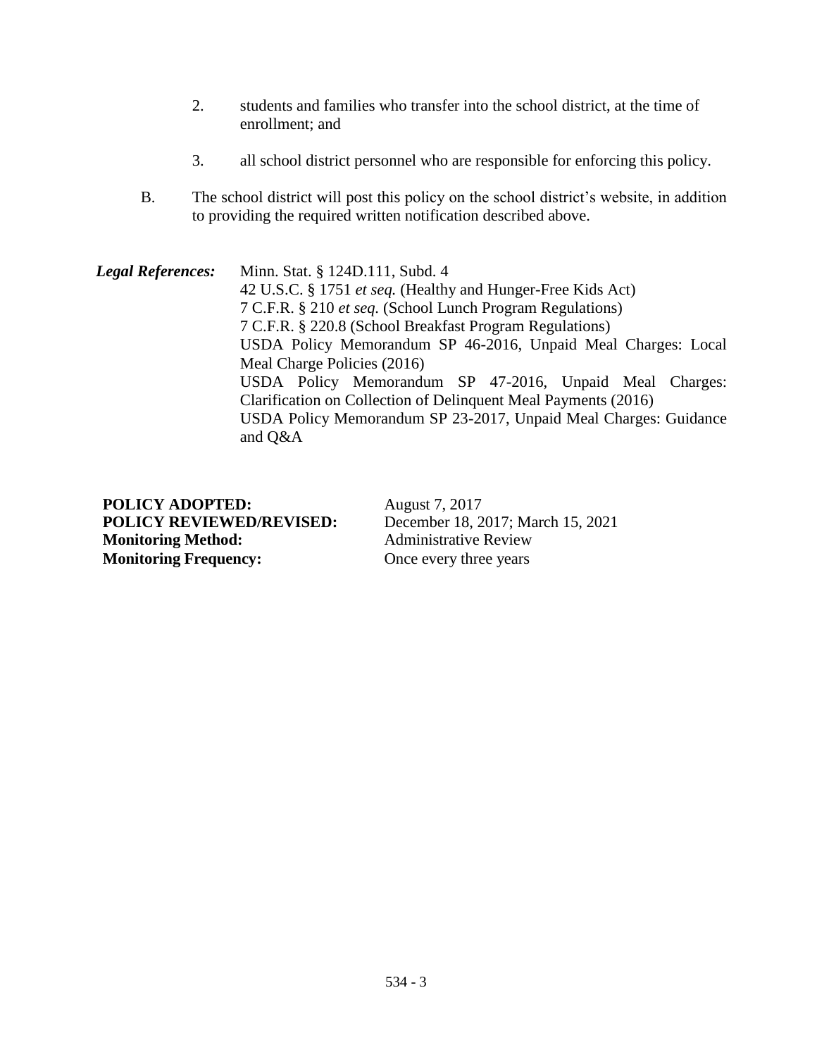2. students and families who transfer into the school district, at the time of enrollment; and

3. all school district personnel who are responsible for enforcing this policy.

B. The school district will post this policy on the school district's website, in addition to providing the required written notification described above.

***Legal References:***

Minn. Stat. § 124D.111, Subd. 4
42 U.S.C. § 1751 *et seq.* (Healthy and Hunger-Free Kids Act)
7 C.F.R. § 210 *et seq.* (School Lunch Program Regulations)
7 C.F.R. § 220.8 (School Breakfast Program Regulations)
USDA Policy Memorandum SP 46-2016, Unpaid Meal Charges: Local Meal Charge Policies (2016)
USDA Policy Memorandum SP 47-2016, Unpaid Meal Charges: Clarification on Collection of Delinquent Meal Payments (2016)
USDA Policy Memorandum SP 23-2017, Unpaid Meal Charges: Guidance and Q&A

| | |
|---|---|
| **POLICY ADOPTED:** | August 7, 2017 |
| **POLICY REVIEWED/REVISED:** | December 18, 2017; March 15, 2021 |
| **Monitoring Method:** | Administrative Review |
| **Monitoring Frequency:** | Once every three years |